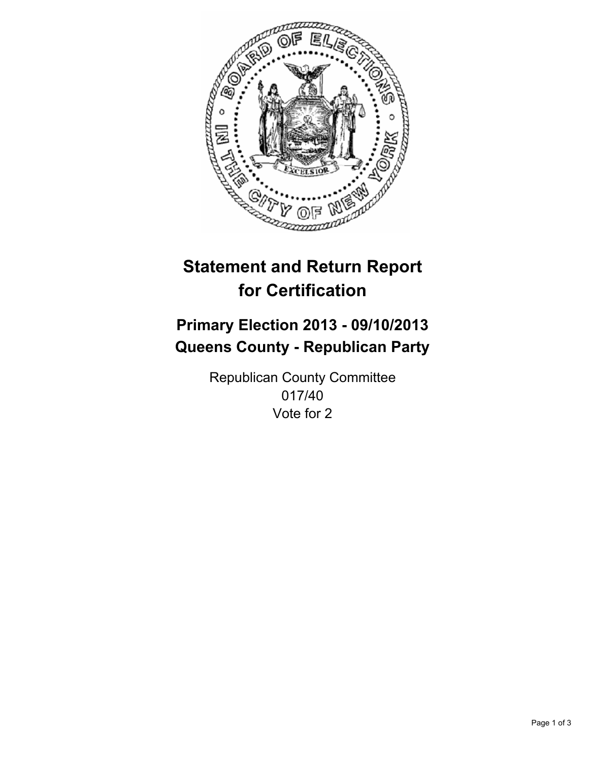# Statement and Return Report for Certification

## Primary Election 2013 - 09/10/2013
## Queens County - Republican Party

Republican County Committee
017/40
Vote for 2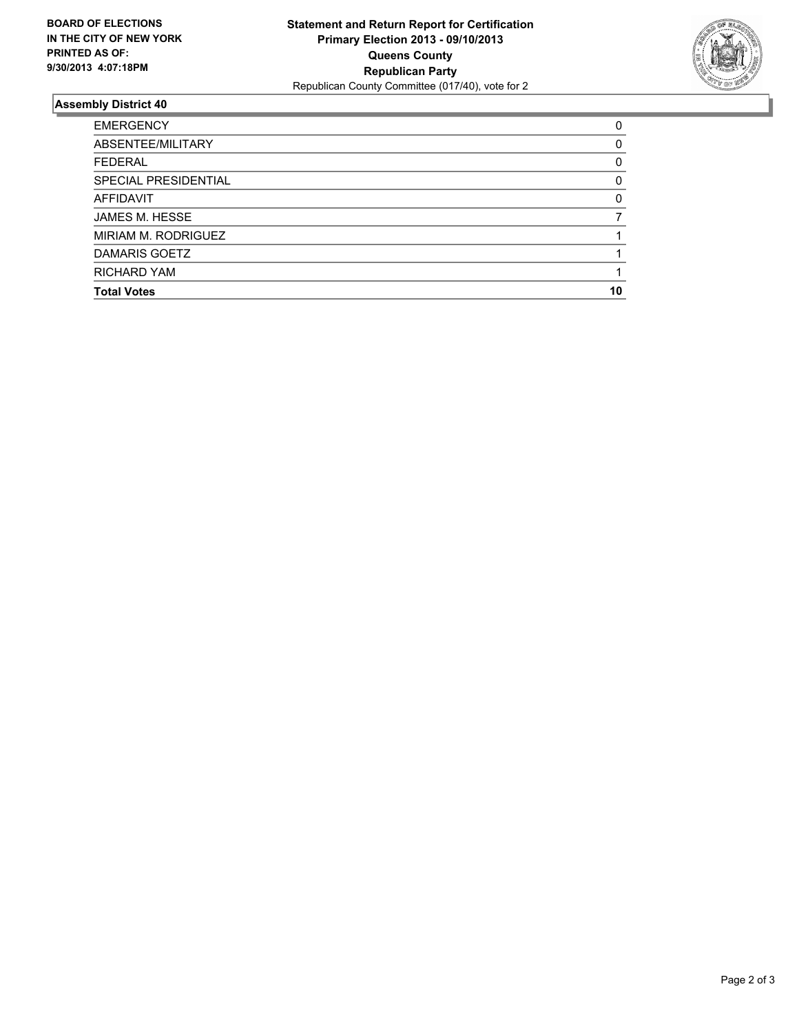**BOARD OF ELECTIONS IN THE CITY OF NEW YORK PRINTED AS OF: 9/30/2013 4:07:18PM**

**Statement and Return Report for Certification**
**Primary Election 2013 - 09/10/2013**
**Queens County**
**Republican Party**
Republican County Committee (017/40), vote for 2

## Assembly District 40

| | |
|---|---|
| EMERGENCY | 0 |
| ABSENTEE/MILITARY | 0 |
| FEDERAL | 0 |
| SPECIAL PRESIDENTIAL | 0 |
| AFFIDAVIT | 0 |
| JAMES M. HESSE | 7 |
| MIRIAM M. RODRIGUEZ | 1 |
| DAMARIS GOETZ | 1 |
| RICHARD YAM | 1 |
| **Total Votes** | **10** |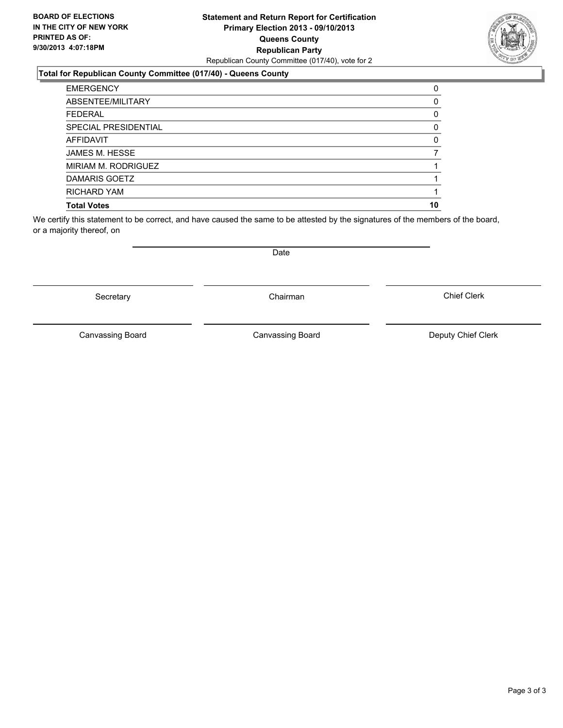**BOARD OF ELECTIONS IN THE CITY OF NEW YORK PRINTED AS OF: 9/30/2013 4:07:18PM**

**Statement and Return Report for Certification**
**Primary Election 2013 - 09/10/2013**
**Queens County**
**Republican Party**
Republican County Committee (017/40), vote for 2

**Total for Republican County Committee (017/40) - Queens County**

| | |
|---|---|
| EMERGENCY | 0 |
| ABSENTEE/MILITARY | 0 |
| FEDERAL | 0 |
| SPECIAL PRESIDENTIAL | 0 |
| AFFIDAVIT | 0 |
| JAMES M. HESSE | 7 |
| MIRIAM M. RODRIGUEZ | 1 |
| DAMARIS GOETZ | 1 |
| RICHARD YAM | 1 |
| **Total Votes** | **10** |

We certify this statement to be correct, and have caused the same to be attested by the signatures of the members of the board, or a majority thereof, on

Date

Secretary

Chairman

Chief Clerk

Canvassing Board

Canvassing Board

Deputy Chief Clerk